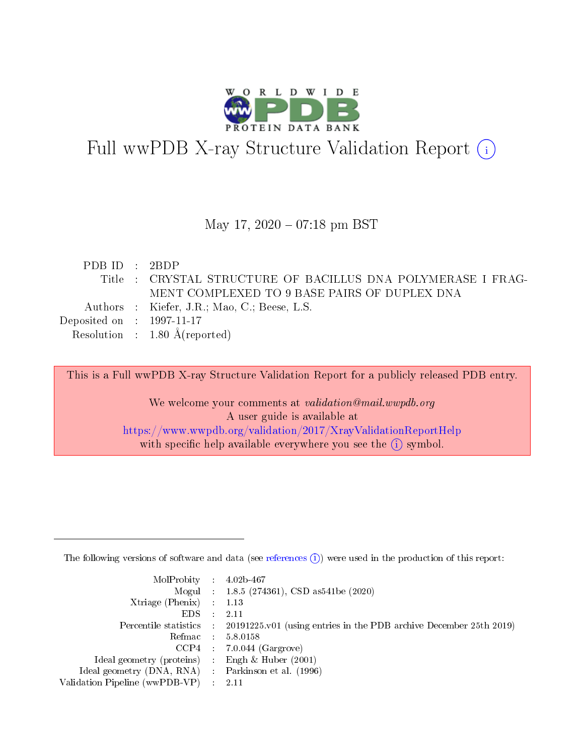# Full wwPDB X-ray Structure Validation Report (i)

May 17, 2020 – 07:18 pm BST

| | | |
|---|---|---|
| PDB ID | : | 2BDP |
| Title | : | CRYSTAL STRUCTURE OF BACILLUS DNA POLYMERASE I FRAGMENT COMPLEXED TO 9 BASE PAIRS OF DUPLEX DNA |
| Authors | : | Kiefer, J.R.; Mao, C.; Beese, L.S. |
| Deposited on | : | 1997-11-17 |
| Resolution | : | 1.80 Å(reported) |

This is a Full wwPDB X-ray Structure Validation Report for a publicly released PDB entry.

We welcome your comments at *validation@mail.wwpdb.org*
A user guide is available at
https://www.wwpdb.org/validation/2017/XrayValidationReportHelp
with specific help available everywhere you see the (i) symbol.

The following versions of software and data (see references (i)) were used in the production of this report:

| | | |
|---|---|---|
| MolProbity | : | 4.02b-467 |
| Mogul | : | 1.8.5 (274361), CSD as541be (2020) |
| Xtriage (Phenix) | : | 1.13 |
| EDS | : | 2.11 |
| Percentile statistics | : | 20191225.v01 (using entries in the PDB archive December 25th 2019) |
| Refmac | : | 5.8.0158 |
| CCP4 | : | 7.0.044 (Gargrove) |
| Ideal geometry (proteins) | : | Engh & Huber (2001) |
| Ideal geometry (DNA, RNA) | : | Parkinson et al. (1996) |
| Validation Pipeline (wwPDB-VP) | : | 2.11 |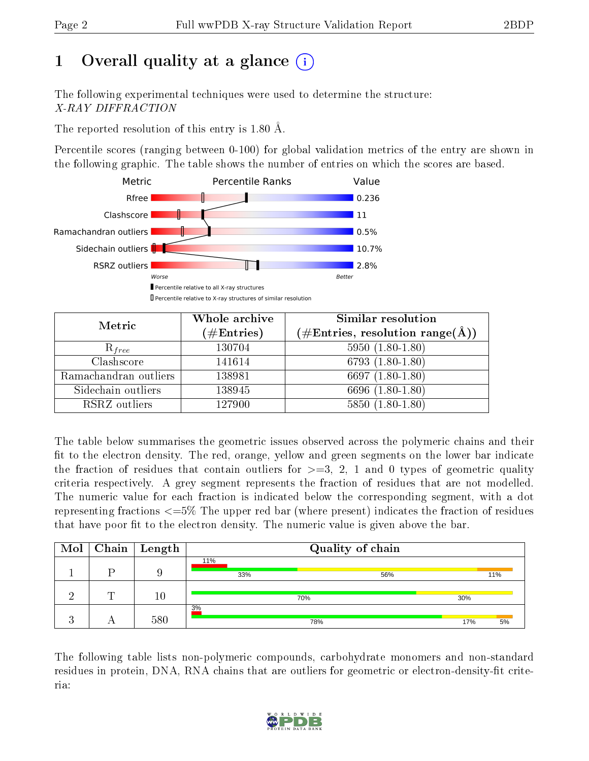# 1 Overall quality at a glance

The following experimental techniques were used to determine the structure: *X-RAY DIFFRACTION*

The reported resolution of this entry is 1.80 Å.

Percentile scores (ranging between 0-100) for global validation metrics of the entry are shown in the following graphic. The table shows the number of entries on which the scores are based.

| Metric | Value |
|---|---|
| Rfree | 0.236 |
| Clashscore | 11 |
| Ramachandran outliers | 0.5% |
| Sidechain outliers | 10.7% |
| RSRZ outliers | 2.8% |

Worse — Better

▮ Percentile relative to all X-ray structures
▯ Percentile relative to X-ray structures of similar resolution

| Metric | Whole archive (#Entries) | Similar resolution (#Entries, resolution range(Å)) |
|---|---|---|
| $R_{free}$ | 130704 | 5950 (1.80-1.80) |
| Clashscore | 141614 | 6793 (1.80-1.80) |
| Ramachandran outliers | 138981 | 6697 (1.80-1.80) |
| Sidechain outliers | 138945 | 6696 (1.80-1.80) |
| RSRZ outliers | 127900 | 5850 (1.80-1.80) |

The table below summarises the geometric issues observed across the polymeric chains and their fit to the electron density. The red, orange, yellow and green segments on the lower bar indicate the fraction of residues that contain outliers for >=3, 2, 1 and 0 types of geometric quality criteria respectively. A grey segment represents the fraction of residues that are not modelled. The numeric value for each fraction is indicated below the corresponding segment, with a dot representing fractions <=5% The upper red bar (where present) indicates the fraction of residues that have poor fit to the electron density. The numeric value is given above the bar.

| Mol | Chain | Length | Quality of chain |
|---|---|---|---|
| 1 | P | 9 | 11% (poor fit); 33% green, 56% yellow, 11% orange |
| 2 | T | 10 | 70% green, 30% yellow |
| 3 | A | 580 | 3% (poor fit); 78% green, 17% yellow, 5% orange |

The following table lists non-polymeric compounds, carbohydrate monomers and non-standard residues in protein, DNA, RNA chains that are outliers for geometric or electron-density-fit criteria: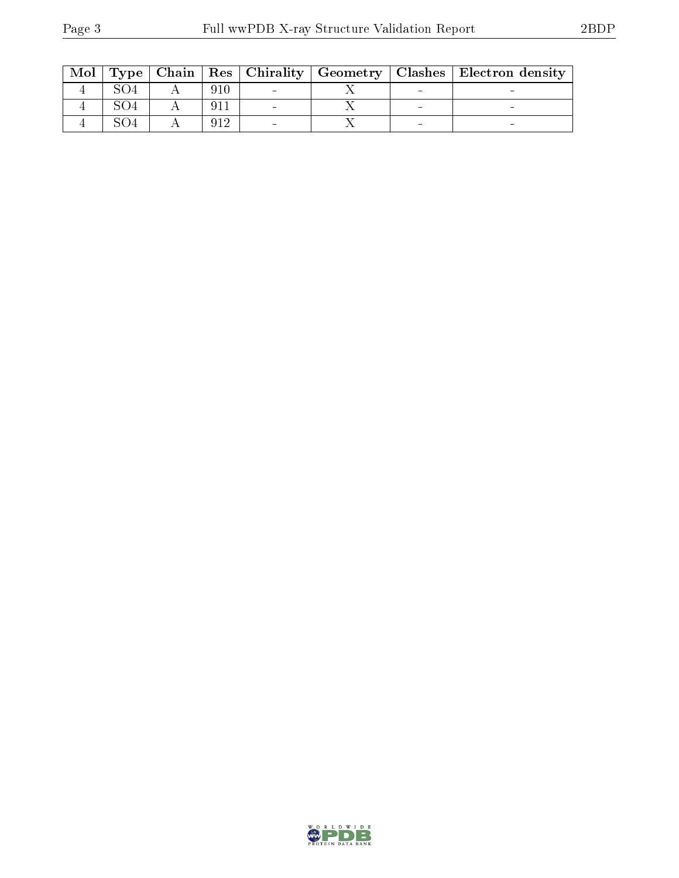| Mol | Type | Chain | Res | Chirality | Geometry | Clashes | Electron density |
|---|---|---|---|---|---|---|---|
| 4 | SO4 | A | 910 | - | X | - | - |
| 4 | SO4 | A | 911 | - | X | - | - |
| 4 | SO4 | A | 912 | - | X | - | - |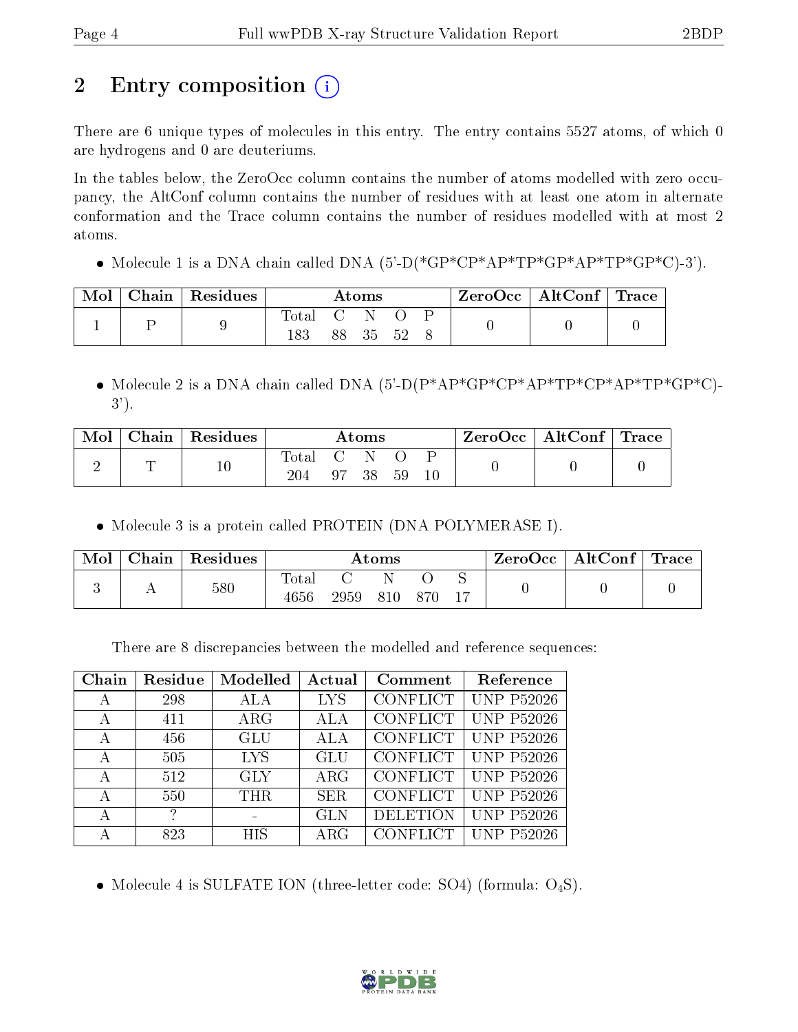# 2 Entry composition

There are 6 unique types of molecules in this entry. The entry contains 5527 atoms, of which 0 are hydrogens and 0 are deuteriums.

In the tables below, the ZeroOcc column contains the number of atoms modelled with zero occupancy, the AltConf column contains the number of residues with at least one atom in alternate conformation and the Trace column contains the number of residues modelled with at most 2 atoms.

- Molecule 1 is a DNA chain called DNA (5'-D(*GP*CP*AP*TP*GP*AP*TP*GP*C)-3').

| Mol | Chain | Residues | Atoms | | | | | ZeroOcc | AltConf | Trace |
|---|---|---|---|---|---|---|---|---|---|---|
| 1 | P | 9 | Total | C | N | O | P | 0 | 0 | 0 |
| | | | 183 | 88 | 35 | 52 | 8 | | | |

- Molecule 2 is a DNA chain called DNA (5'-D(P*AP*GP*CP*AP*TP*CP*AP*TP*GP*C)-3').

| Mol | Chain | Residues | Atoms | | | | | ZeroOcc | AltConf | Trace |
|---|---|---|---|---|---|---|---|---|---|---|
| 2 | T | 10 | Total | C | N | O | P | 0 | 0 | 0 |
| | | | 204 | 97 | 38 | 59 | 10 | | | |

- Molecule 3 is a protein called PROTEIN (DNA POLYMERASE I).

| Mol | Chain | Residues | Atoms | | | | | ZeroOcc | AltConf | Trace |
|---|---|---|---|---|---|---|---|---|---|---|
| 3 | A | 580 | Total | C | N | O | S | 0 | 0 | 0 |
| | | | 4656 | 2959 | 810 | 870 | 17 | | | |

There are 8 discrepancies between the modelled and reference sequences:

| Chain | Residue | Modelled | Actual | Comment | Reference |
|---|---|---|---|---|---|
| A | 298 | ALA | LYS | CONFLICT | UNP P52026 |
| A | 411 | ARG | ALA | CONFLICT | UNP P52026 |
| A | 456 | GLU | ALA | CONFLICT | UNP P52026 |
| A | 505 | LYS | GLU | CONFLICT | UNP P52026 |
| A | 512 | GLY | ARG | CONFLICT | UNP P52026 |
| A | 550 | THR | SER | CONFLICT | UNP P52026 |
| A | ? | - | GLN | DELETION | UNP P52026 |
| A | 823 | HIS | ARG | CONFLICT | UNP P52026 |

- Molecule 4 is SULFATE ION (three-letter code: SO4) (formula: $O_4S$).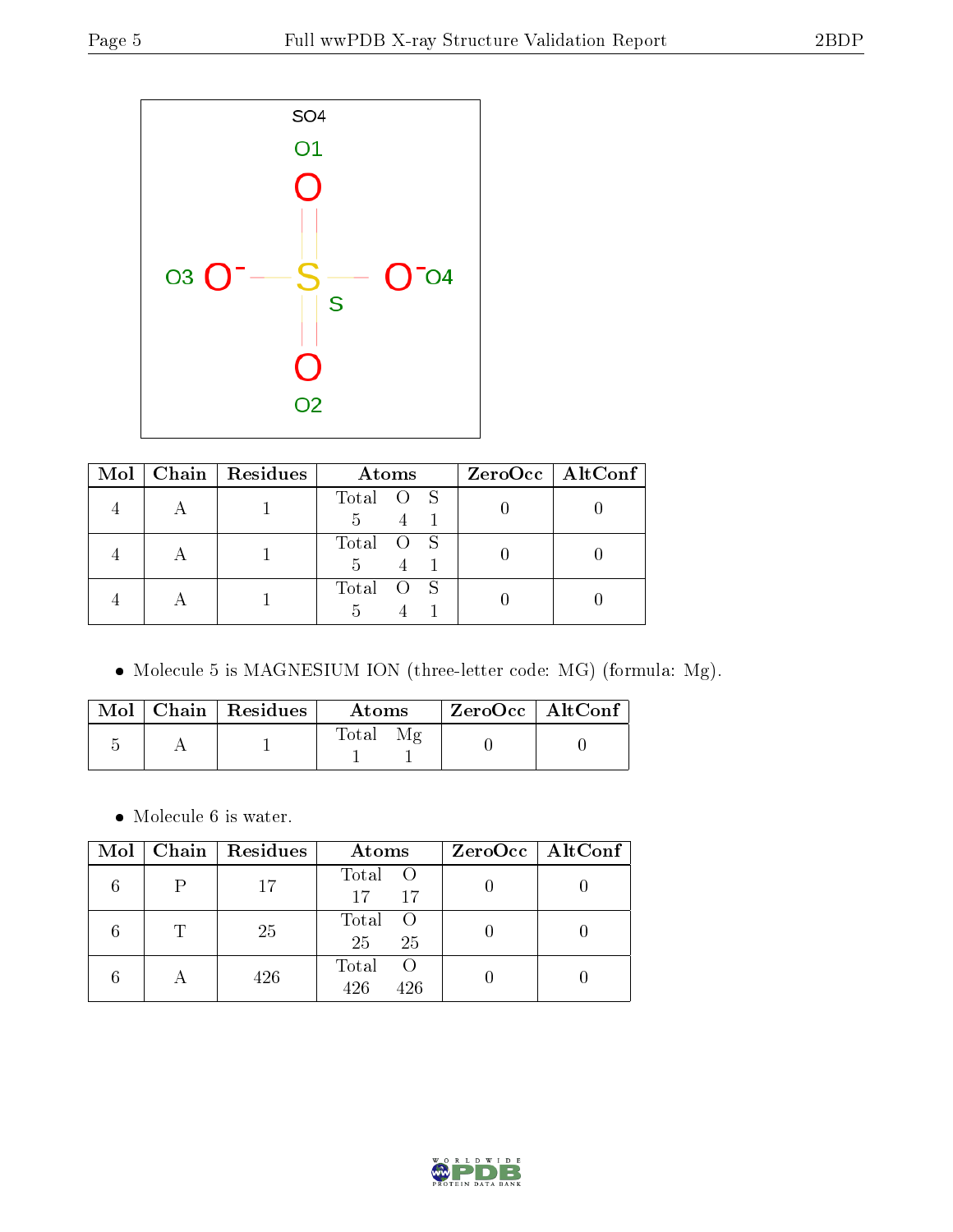| Mol | Chain | Residues | Atoms | | | ZeroOcc | AltConf |
|---|---|---|---|---|---|---|---|
| | | | Total | O | S | | |
| 4 | A | 1 | 5 | 4 | 1 | 0 | 0 |
| 4 | A | 1 | 5 | 4 | 1 | 0 | 0 |
| 4 | A | 1 | 5 | 4 | 1 | 0 | 0 |

- Molecule 5 is MAGNESIUM ION (three-letter code: MG) (formula: Mg).

| Mol | Chain | Residues | Atoms | | ZeroOcc | AltConf |
|---|---|---|---|---|---|---|
| | | | Total | Mg | | |
| 5 | A | 1 | 1 | 1 | 0 | 0 |

- Molecule 6 is water.

| Mol | Chain | Residues | Atoms | | ZeroOcc | AltConf |
|---|---|---|---|---|---|---|
| | | | Total | O | | |
| 6 | P | 17 | 17 | 17 | 0 | 0 |
| 6 | T | 25 | 25 | 25 | 0 | 0 |
| 6 | A | 426 | 426 | 426 | 0 | 0 |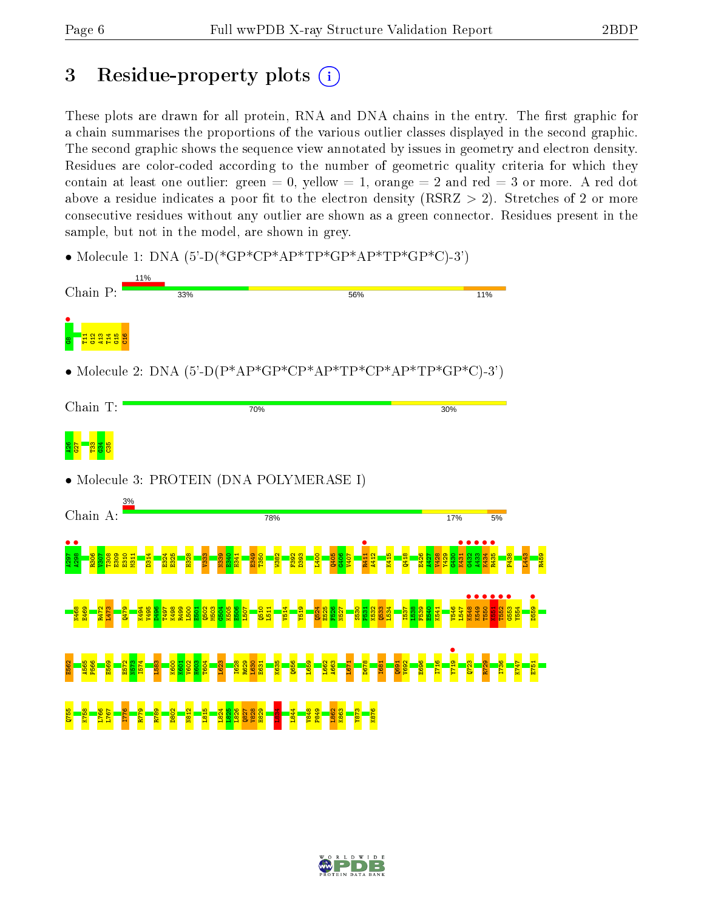# 3 Residue-property plots

These plots are drawn for all protein, RNA and DNA chains in the entry. The first graphic for a chain summarises the proportions of the various outlier classes displayed in the second graphic. The second graphic shows the sequence view annotated by issues in geometry and electron density. Residues are color-coded according to the number of geometric quality criteria for which they contain at least one outlier: green = 0, yellow = 1, orange = 2 and red = 3 or more. A red dot above a residue indicates a poor fit to the electron density (RSRZ > 2). Stretches of 2 or more consecutive residues without any outlier are shown as a green connector. Residues present in the sample, but not in the model, are shown in grey.

- Molecule 1: DNA (5'-D(*GP*CP*AP*TP*GP*AP*TP*GP*C)-3')

Chain P: 11% | 33% | 56% | 11%

G8 T11 G12 A13 T14 G15 C16

- Molecule 2: DNA (5'-D(P*AP*GP*CP*AP*TP*CP*AP*TP*GP*C)-3')

Chain T: 70% | 30%

A26 G27 T33 G34 C35

- Molecule 3: PROTEIN (DNA POLYMERASE I)

Chain A: 3% | 78% | 17% | 5%

A297 A298 R306 V307 T308 E309 E310 M311 D314 E324 E325 H328 V333 N339 E340 H341 E349 T350 W362 F392 D393 L400 Q405 G406 V407 R411 A412 K415 Q418 E426 A427 V428 Y429 G430 K431 G432 A433 K434 R435 P438 L443 R459

N468 E469 R472 L473 Q479 K494 V495 D496 T497 K498 R499 L500 E501 Q502 H503 G504 K505 E506 L507 Q510 L511 V514 Y519 Q524 E525 F526 N527 S530 P531 K532 Q533 L534 I537 L538 F539 E540 K541 V546 L547 K548 K549 T550 K551 T552 G553 Y554 D559

E562 A565 P566 E569 E572 N573 I574 L583 K600 K601 V602 H603 T604 L623 I628 R629 L630 E631 K635 Q656 L659 L662 A663 L671 D678 I681 Q691 V692 E696 I716 Y719 Q723 R729 I736 K747 E751

Q755 K758 L766 L767 I776 R779 R789 D802 N812 L815 L824 L825 L826 Q827 V828 H829 R835 L844 V848 P849 L862 K863 Y873 K876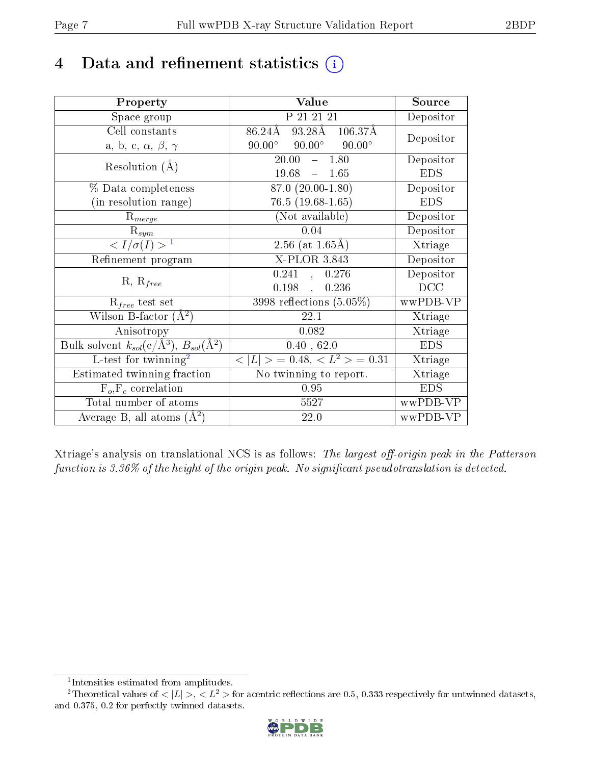# 4 Data and refinement statistics

| Property | Value | Source |
|---|---|---|
| Space group | P 21 21 21 | Depositor |
| Cell constants<br>a, b, c, $\alpha$, $\beta$, $\gamma$ | 86.24Å 93.28Å 106.37Å<br>90.00° 90.00° 90.00° | Depositor |
| Resolution (Å) | 20.00 – 1.80<br>19.68 – 1.65 | Depositor<br>EDS |
| % Data completeness<br>(in resolution range) | 87.0 (20.00-1.80)<br>76.5 (19.68-1.65) | Depositor<br>EDS |
| $R_{merge}$ | (Not available) | Depositor |
| $R_{sym}$ | 0.04 | Depositor |
| $< I/\sigma(I) >$ [1] | 2.56 (at 1.65Å) | Xtriage |
| Refinement program | X-PLOR 3.843 | Depositor |
| R, $R_{free}$ | 0.241 , 0.276<br>0.198 , 0.236 | Depositor<br>DCC |
| $R_{free}$ test set | 3998 reflections (5.05%) | wwPDB-VP |
| Wilson B-factor (Å$^2$) | 22.1 | Xtriage |
| Anisotropy | 0.082 | Xtriage |
| Bulk solvent $k_{sol}$(e/Å$^3$), $B_{sol}$(Å$^2$) | 0.40 , 62.0 | EDS |
| L-test for twinning[2] | $< \|L\| >$ = 0.48, $< L^2 >$ = 0.31 | Xtriage |
| Estimated twinning fraction | No twinning to report. | Xtriage |
| $F_o$,$F_c$ correlation | 0.95 | EDS |
| Total number of atoms | 5527 | wwPDB-VP |
| Average B, all atoms (Å$^2$) | 22.0 | wwPDB-VP |

Xtriage's analysis on translational NCS is as follows: *The largest off-origin peak in the Patterson function is 3.36% of the height of the origin peak. No significant pseudotranslation is detected.*

[1] Intensities estimated from amplitudes.

[2] Theoretical values of $< |L| >$, $< L^2 >$ for acentric reflections are 0.5, 0.333 respectively for untwinned datasets, and 0.375, 0.2 for perfectly twinned datasets.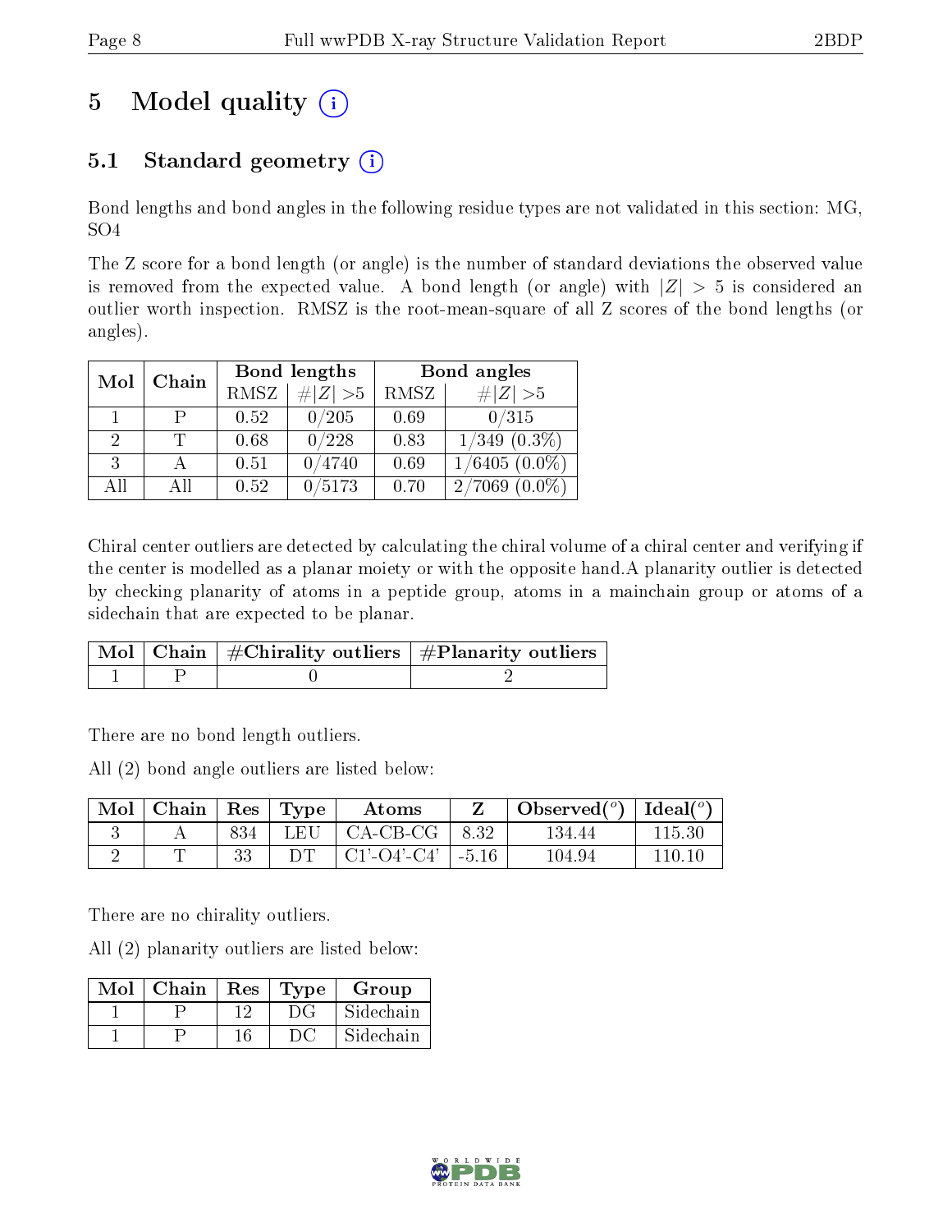# 5 Model quality (i)

## 5.1 Standard geometry (i)

Bond lengths and bond angles in the following residue types are not validated in this section: MG, SO4

The Z score for a bond length (or angle) is the number of standard deviations the observed value is removed from the expected value. A bond length (or angle) with $|Z| > 5$ is considered an outlier worth inspection. RMSZ is the root-mean-square of all Z scores of the bond lengths (or angles).

| Mol | Chain | Bond lengths | | Bond angles | |
|---|---|---|---|---|---|
| | | RMSZ | $\#\|Z\| > 5$ | RMSZ | $\#\|Z\| > 5$ |
| 1 | P | 0.52 | 0/205 | 0.69 | 0/315 |
| 2 | T | 0.68 | 0/228 | 0.83 | 1/349 (0.3%) |
| 3 | A | 0.51 | 0/4740 | 0.69 | 1/6405 (0.0%) |
| All | All | 0.52 | 0/5173 | 0.70 | 2/7069 (0.0%) |

Chiral center outliers are detected by calculating the chiral volume of a chiral center and verifying if the center is modelled as a planar moiety or with the opposite hand.A planarity outlier is detected by checking planarity of atoms in a peptide group, atoms in a mainchain group or atoms of a sidechain that are expected to be planar.

| Mol | Chain | #Chirality outliers | #Planarity outliers |
|---|---|---|---|
| 1 | P | 0 | 2 |

There are no bond length outliers.

All (2) bond angle outliers are listed below:

| Mol | Chain | Res | Type | Atoms | Z | Observed(°) | Ideal(°) |
|---|---|---|---|---|---|---|---|
| 3 | A | 834 | LEU | CA-CB-CG | 8.32 | 134.44 | 115.30 |
| 2 | T | 33 | DT | C1'-O4'-C4' | -5.16 | 104.94 | 110.10 |

There are no chirality outliers.

All (2) planarity outliers are listed below:

| Mol | Chain | Res | Type | Group |
|---|---|---|---|---|
| 1 | P | 12 | DG | Sidechain |
| 1 | P | 16 | DC | Sidechain |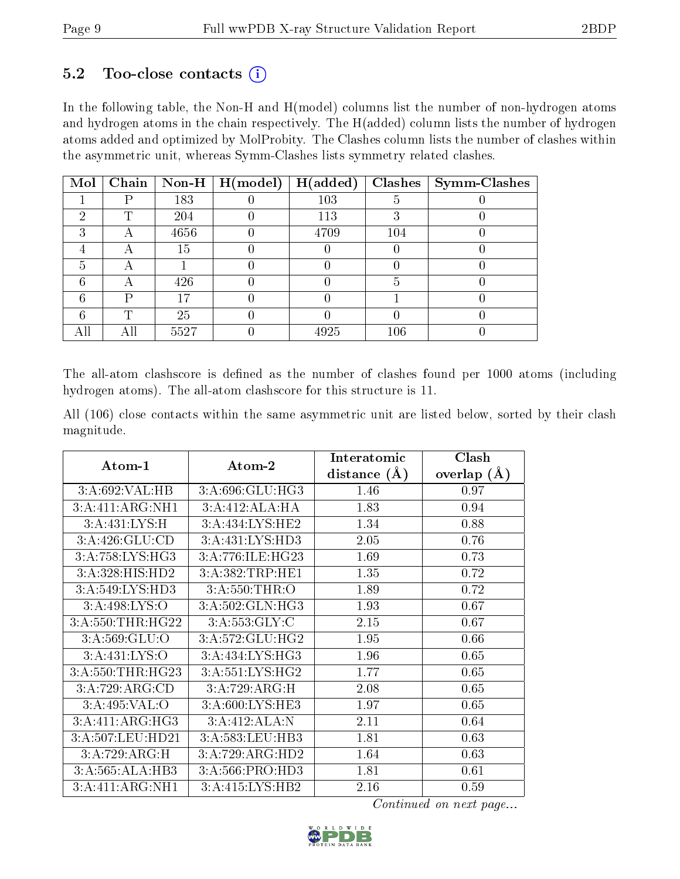## 5.2 Too-close contacts (i)

In the following table, the Non-H and H(model) columns list the number of non-hydrogen atoms and hydrogen atoms in the chain respectively. The H(added) column lists the number of hydrogen atoms added and optimized by MolProbity. The Clashes column lists the number of clashes within the asymmetric unit, whereas Symm-Clashes lists symmetry related clashes.

| Mol | Chain | Non-H | H(model) | H(added) | Clashes | Symm-Clashes |
|---|---|---|---|---|---|---|
| 1 | P | 183 | 0 | 103 | 5 | 0 |
| 2 | T | 204 | 0 | 113 | 3 | 0 |
| 3 | A | 4656 | 0 | 4709 | 104 | 0 |
| 4 | A | 15 | 0 | 0 | 0 | 0 |
| 5 | A | 1 | 0 | 0 | 0 | 0 |
| 6 | A | 426 | 0 | 0 | 5 | 0 |
| 6 | P | 17 | 0 | 0 | 1 | 0 |
| 6 | T | 25 | 0 | 0 | 0 | 0 |
| All | All | 5527 | 0 | 4925 | 106 | 0 |

The all-atom clashscore is defined as the number of clashes found per 1000 atoms (including hydrogen atoms). The all-atom clashscore for this structure is 11.

All (106) close contacts within the same asymmetric unit are listed below, sorted by their clash magnitude.

| Atom-1 | Atom-2 | Interatomic distance (Å) | Clash overlap (Å) |
|---|---|---|---|
| 3:A:692:VAL:HB | 3:A:696:GLU:HG3 | 1.46 | 0.97 |
| 3:A:411:ARG:NH1 | 3:A:412:ALA:HA | 1.83 | 0.94 |
| 3:A:431:LYS:H | 3:A:434:LYS:HE2 | 1.34 | 0.88 |
| 3:A:426:GLU:CD | 3:A:431:LYS:HD3 | 2.05 | 0.76 |
| 3:A:758:LYS:HG3 | 3:A:776:ILE:HG23 | 1.69 | 0.73 |
| 3:A:328:HIS:HD2 | 3:A:382:TRP:HE1 | 1.35 | 0.72 |
| 3:A:549:LYS:HD3 | 3:A:550:THR:O | 1.89 | 0.72 |
| 3:A:498:LYS:O | 3:A:502:GLN:HG3 | 1.93 | 0.67 |
| 3:A:550:THR:HG22 | 3:A:553:GLY:C | 2.15 | 0.67 |
| 3:A:569:GLU:O | 3:A:572:GLU:HG2 | 1.95 | 0.66 |
| 3:A:431:LYS:O | 3:A:434:LYS:HG3 | 1.96 | 0.65 |
| 3:A:550:THR:HG23 | 3:A:551:LYS:HG2 | 1.77 | 0.65 |
| 3:A:729:ARG:CD | 3:A:729:ARG:H | 2.08 | 0.65 |
| 3:A:495:VAL:O | 3:A:600:LYS:HE3 | 1.97 | 0.65 |
| 3:A:411:ARG:HG3 | 3:A:412:ALA:N | 2.11 | 0.64 |
| 3:A:507:LEU:HD21 | 3:A:583:LEU:HB3 | 1.81 | 0.63 |
| 3:A:729:ARG:H | 3:A:729:ARG:HD2 | 1.64 | 0.63 |
| 3:A:565:ALA:HB3 | 3:A:566:PRO:HD3 | 1.81 | 0.61 |
| 3:A:411:ARG:NH1 | 3:A:415:LYS:HB2 | 2.16 | 0.59 |

*Continued on next page...*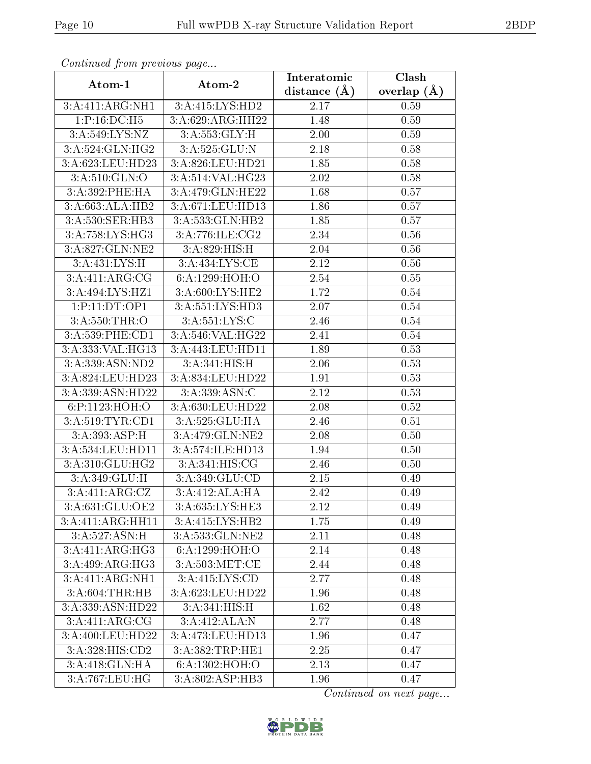*Continued from previous page...*

| Atom-1 | Atom-2 | Interatomic distance (Å) | Clash overlap (Å) |
|---|---|---|---|
| 3:A:411:ARG:NH1 | 3:A:415:LYS:HD2 | 2.17 | 0.59 |
| 1:P:16:DC:H5 | 3:A:629:ARG:HH22 | 1.48 | 0.59 |
| 3:A:549:LYS:NZ | 3:A:553:GLY:H | 2.00 | 0.59 |
| 3:A:524:GLN:HG2 | 3:A:525:GLU:N | 2.18 | 0.58 |
| 3:A:623:LEU:HD23 | 3:A:826:LEU:HD21 | 1.85 | 0.58 |
| 3:A:510:GLN:O | 3:A:514:VAL:HG23 | 2.02 | 0.58 |
| 3:A:392:PHE:HA | 3:A:479:GLN:HE22 | 1.68 | 0.57 |
| 3:A:663:ALA:HB2 | 3:A:671:LEU:HD13 | 1.86 | 0.57 |
| 3:A:530:SER:HB3 | 3:A:533:GLN:HB2 | 1.85 | 0.57 |
| 3:A:758:LYS:HG3 | 3:A:776:ILE:CG2 | 2.34 | 0.56 |
| 3:A:827:GLN:NE2 | 3:A:829:HIS:H | 2.04 | 0.56 |
| 3:A:431:LYS:H | 3:A:434:LYS:CE | 2.12 | 0.56 |
| 3:A:411:ARG:CG | 6:A:1299:HOH:O | 2.54 | 0.55 |
| 3:A:494:LYS:HZ1 | 3:A:600:LYS:HE2 | 1.72 | 0.54 |
| 1:P:11:DT:OP1 | 3:A:551:LYS:HD3 | 2.07 | 0.54 |
| 3:A:550:THR:O | 3:A:551:LYS:C | 2.46 | 0.54 |
| 3:A:539:PHE:CD1 | 3:A:546:VAL:HG22 | 2.41 | 0.54 |
| 3:A:333:VAL:HG13 | 3:A:443:LEU:HD11 | 1.89 | 0.53 |
| 3:A:339:ASN:ND2 | 3:A:341:HIS:H | 2.06 | 0.53 |
| 3:A:824:LEU:HD23 | 3:A:834:LEU:HD22 | 1.91 | 0.53 |
| 3:A:339:ASN:HD22 | 3:A:339:ASN:C | 2.12 | 0.53 |
| 6:P:1123:HOH:O | 3:A:630:LEU:HD22 | 2.08 | 0.52 |
| 3:A:519:TYR:CD1 | 3:A:525:GLU:HA | 2.46 | 0.51 |
| 3:A:393:ASP:H | 3:A:479:GLN:NE2 | 2.08 | 0.50 |
| 3:A:534:LEU:HD11 | 3:A:574:ILE:HD13 | 1.94 | 0.50 |
| 3:A:310:GLU:HG2 | 3:A:341:HIS:CG | 2.46 | 0.50 |
| 3:A:349:GLU:H | 3:A:349:GLU:CD | 2.15 | 0.49 |
| 3:A:411:ARG:CZ | 3:A:412:ALA:HA | 2.42 | 0.49 |
| 3:A:631:GLU:OE2 | 3:A:635:LYS:HE3 | 2.12 | 0.49 |
| 3:A:411:ARG:HH11 | 3:A:415:LYS:HB2 | 1.75 | 0.49 |
| 3:A:527:ASN:H | 3:A:533:GLN:NE2 | 2.11 | 0.48 |
| 3:A:411:ARG:HG3 | 6:A:1299:HOH:O | 2.14 | 0.48 |
| 3:A:499:ARG:HG3 | 3:A:503:MET:CE | 2.44 | 0.48 |
| 3:A:411:ARG:NH1 | 3:A:415:LYS:CD | 2.77 | 0.48 |
| 3:A:604:THR:HB | 3:A:623:LEU:HD22 | 1.96 | 0.48 |
| 3:A:339:ASN:HD22 | 3:A:341:HIS:H | 1.62 | 0.48 |
| 3:A:411:ARG:CG | 3:A:412:ALA:N | 2.77 | 0.48 |
| 3:A:400:LEU:HD22 | 3:A:473:LEU:HD13 | 1.96 | 0.47 |
| 3:A:328:HIS:CD2 | 3:A:382:TRP:HE1 | 2.25 | 0.47 |
| 3:A:418:GLN:HA | 6:A:1302:HOH:O | 2.13 | 0.47 |
| 3:A:767:LEU:HG | 3:A:802:ASP:HB3 | 1.96 | 0.47 |

*Continued on next page...*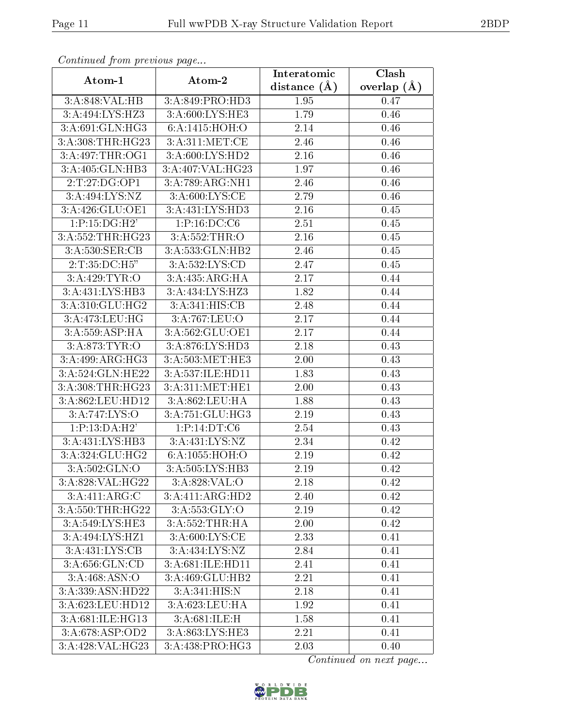*Continued from previous page...*

| Atom-1 | Atom-2 | Interatomic distance (Å) | Clash overlap (Å) |
|---|---|---|---|
| 3:A:848:VAL:HB | 3:A:849:PRO:HD3 | 1.95 | 0.47 |
| 3:A:494:LYS:HZ3 | 3:A:600:LYS:HE3 | 1.79 | 0.46 |
| 3:A:691:GLN:HG3 | 6:A:1415:HOH:O | 2.14 | 0.46 |
| 3:A:308:THR:HG23 | 3:A:311:MET:CE | 2.46 | 0.46 |
| 3:A:497:THR:OG1 | 3:A:600:LYS:HD2 | 2.16 | 0.46 |
| 3:A:405:GLN:HB3 | 3:A:407:VAL:HG23 | 1.97 | 0.46 |
| 2:T:27:DG:OP1 | 3:A:789:ARG:NH1 | 2.46 | 0.46 |
| 3:A:494:LYS:NZ | 3:A:600:LYS:CE | 2.79 | 0.46 |
| 3:A:426:GLU:OE1 | 3:A:431:LYS:HD3 | 2.16 | 0.45 |
| 1:P:15:DG:H2' | 1:P:16:DC:C6 | 2.51 | 0.45 |
| 3:A:552:THR:HG23 | 3:A:552:THR:O | 2.16 | 0.45 |
| 3:A:530:SER:CB | 3:A:533:GLN:HB2 | 2.46 | 0.45 |
| 2:T:35:DC:H5" | 3:A:532:LYS:CD | 2.47 | 0.45 |
| 3:A:429:TYR:O | 3:A:435:ARG:HA | 2.17 | 0.44 |
| 3:A:431:LYS:HB3 | 3:A:434:LYS:HZ3 | 1.82 | 0.44 |
| 3:A:310:GLU:HG2 | 3:A:341:HIS:CB | 2.48 | 0.44 |
| 3:A:473:LEU:HG | 3:A:767:LEU:O | 2.17 | 0.44 |
| 3:A:559:ASP:HA | 3:A:562:GLU:OE1 | 2.17 | 0.44 |
| 3:A:873:TYR:O | 3:A:876:LYS:HD3 | 2.18 | 0.43 |
| 3:A:499:ARG:HG3 | 3:A:503:MET:HE3 | 2.00 | 0.43 |
| 3:A:524:GLN:HE22 | 3:A:537:ILE:HD11 | 1.83 | 0.43 |
| 3:A:308:THR:HG23 | 3:A:311:MET:HE1 | 2.00 | 0.43 |
| 3:A:862:LEU:HD12 | 3:A:862:LEU:HA | 1.88 | 0.43 |
| 3:A:747:LYS:O | 3:A:751:GLU:HG3 | 2.19 | 0.43 |
| 1:P:13:DA:H2' | 1:P:14:DT:C6 | 2.54 | 0.43 |
| 3:A:431:LYS:HB3 | 3:A:431:LYS:NZ | 2.34 | 0.42 |
| 3:A:324:GLU:HG2 | 6:A:1055:HOH:O | 2.19 | 0.42 |
| 3:A:502:GLN:O | 3:A:505:LYS:HB3 | 2.19 | 0.42 |
| 3:A:828:VAL:HG22 | 3:A:828:VAL:O | 2.18 | 0.42 |
| 3:A:411:ARG:C | 3:A:411:ARG:HD2 | 2.40 | 0.42 |
| 3:A:550:THR:HG22 | 3:A:553:GLY:O | 2.19 | 0.42 |
| 3:A:549:LYS:HE3 | 3:A:552:THR:HA | 2.00 | 0.42 |
| 3:A:494:LYS:HZ1 | 3:A:600:LYS:CE | 2.33 | 0.41 |
| 3:A:431:LYS:CB | 3:A:434:LYS:NZ | 2.84 | 0.41 |
| 3:A:656:GLN:CD | 3:A:681:ILE:HD11 | 2.41 | 0.41 |
| 3:A:468:ASN:O | 3:A:469:GLU:HB2 | 2.21 | 0.41 |
| 3:A:339:ASN:HD22 | 3:A:341:HIS:N | 2.18 | 0.41 |
| 3:A:623:LEU:HD12 | 3:A:623:LEU:HA | 1.92 | 0.41 |
| 3:A:681:ILE:HG13 | 3:A:681:ILE:H | 1.58 | 0.41 |
| 3:A:678:ASP:OD2 | 3:A:863:LYS:HE3 | 2.21 | 0.41 |
| 3:A:428:VAL:HG23 | 3:A:438:PRO:HG3 | 2.03 | 0.40 |

*Continued on next page...*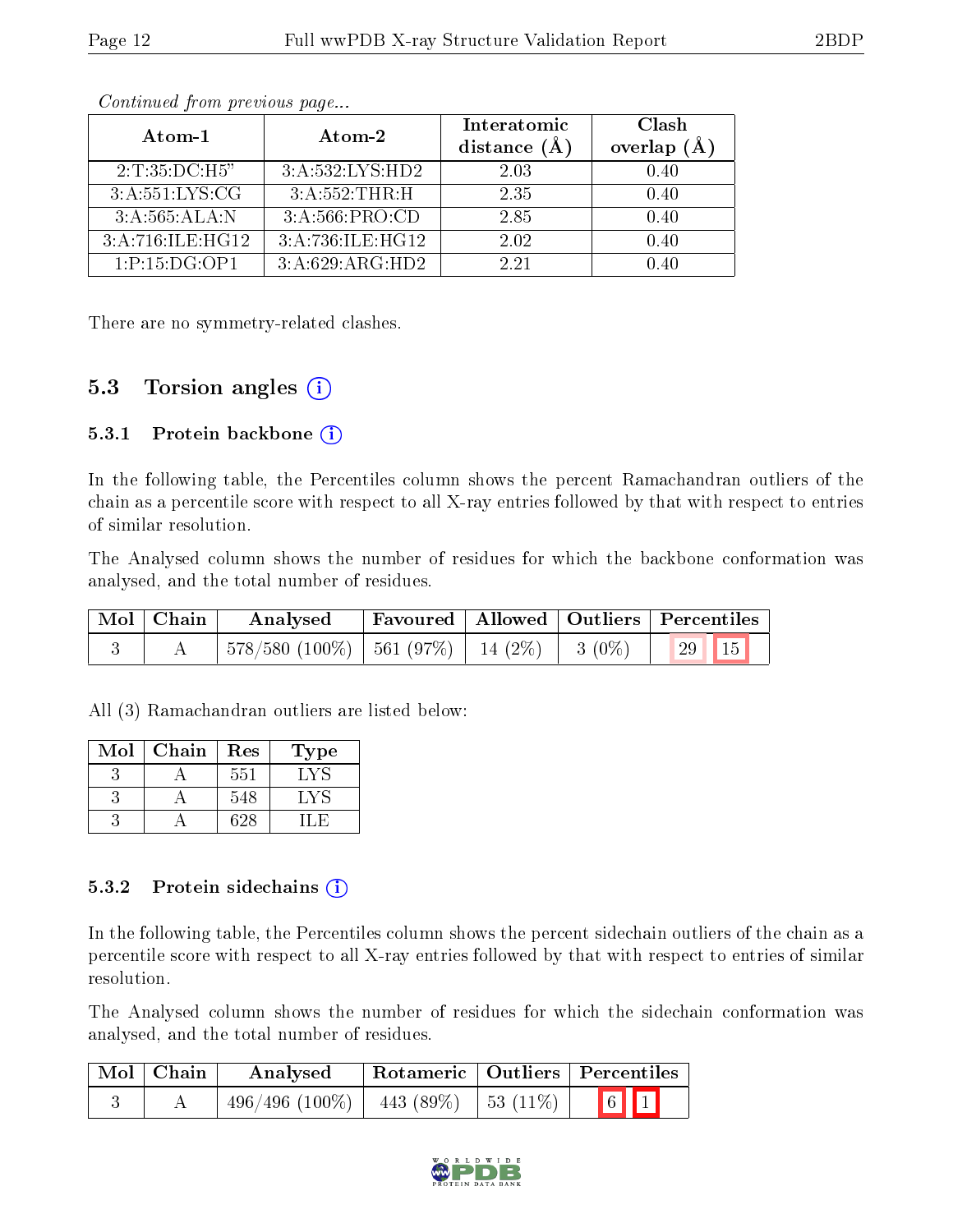*Continued from previous page...*

| Atom-1 | Atom-2 | Interatomic distance (Å) | Clash overlap (Å) |
|---|---|---|---|
| 2:T:35:DC:H5" | 3:A:532:LYS:HD2 | 2.03 | 0.40 |
| 3:A:551:LYS:CG | 3:A:552:THR:H | 2.35 | 0.40 |
| 3:A:565:ALA:N | 3:A:566:PRO:CD | 2.85 | 0.40 |
| 3:A:716:ILE:HG12 | 3:A:736:ILE:HG12 | 2.02 | 0.40 |
| 1:P:15:DG:OP1 | 3:A:629:ARG:HD2 | 2.21 | 0.40 |

There are no symmetry-related clashes.

## 5.3 Torsion angles

### 5.3.1 Protein backbone

In the following table, the Percentiles column shows the percent Ramachandran outliers of the chain as a percentile score with respect to all X-ray entries followed by that with respect to entries of similar resolution.

The Analysed column shows the number of residues for which the backbone conformation was analysed, and the total number of residues.

| Mol | Chain | Analysed | Favoured | Allowed | Outliers | Percentiles | |
|---|---|---|---|---|---|---|---|
| 3 | A | 578/580 (100%) | 561 (97%) | 14 (2%) | 3 (0%) | 29 | 15 |

All (3) Ramachandran outliers are listed below:

| Mol | Chain | Res | Type |
|---|---|---|---|
| 3 | A | 551 | LYS |
| 3 | A | 548 | LYS |
| 3 | A | 628 | ILE |

### 5.3.2 Protein sidechains

In the following table, the Percentiles column shows the percent sidechain outliers of the chain as a percentile score with respect to all X-ray entries followed by that with respect to entries of similar resolution.

The Analysed column shows the number of residues for which the sidechain conformation was analysed, and the total number of residues.

| Mol | Chain | Analysed | Rotameric | Outliers | Percentiles | |
|---|---|---|---|---|---|---|
| 3 | A | 496/496 (100%) | 443 (89%) | 53 (11%) | 6 | 1 |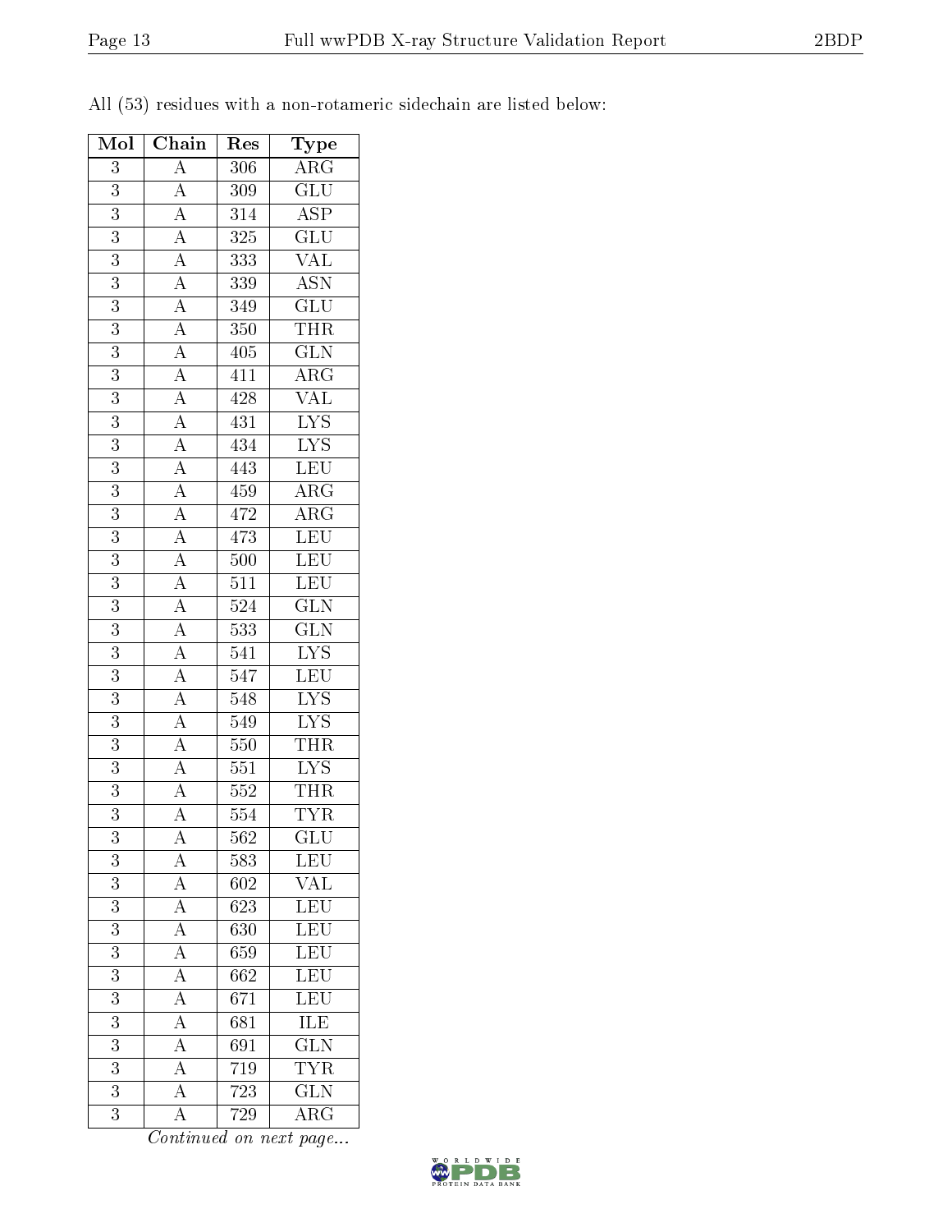All (53) residues with a non-rotameric sidechain are listed below:

| Mol | Chain | Res | Type |
|---|---|---|---|
| 3 | A | 306 | ARG |
| 3 | A | 309 | GLU |
| 3 | A | 314 | ASP |
| 3 | A | 325 | GLU |
| 3 | A | 333 | VAL |
| 3 | A | 339 | ASN |
| 3 | A | 349 | GLU |
| 3 | A | 350 | THR |
| 3 | A | 405 | GLN |
| 3 | A | 411 | ARG |
| 3 | A | 428 | VAL |
| 3 | A | 431 | LYS |
| 3 | A | 434 | LYS |
| 3 | A | 443 | LEU |
| 3 | A | 459 | ARG |
| 3 | A | 472 | ARG |
| 3 | A | 473 | LEU |
| 3 | A | 500 | LEU |
| 3 | A | 511 | LEU |
| 3 | A | 524 | GLN |
| 3 | A | 533 | GLN |
| 3 | A | 541 | LYS |
| 3 | A | 547 | LEU |
| 3 | A | 548 | LYS |
| 3 | A | 549 | LYS |
| 3 | A | 550 | THR |
| 3 | A | 551 | LYS |
| 3 | A | 552 | THR |
| 3 | A | 554 | TYR |
| 3 | A | 562 | GLU |
| 3 | A | 583 | LEU |
| 3 | A | 602 | VAL |
| 3 | A | 623 | LEU |
| 3 | A | 630 | LEU |
| 3 | A | 659 | LEU |
| 3 | A | 662 | LEU |
| 3 | A | 671 | LEU |
| 3 | A | 681 | ILE |
| 3 | A | 691 | GLN |
| 3 | A | 719 | TYR |
| 3 | A | 723 | GLN |
| 3 | A | 729 | ARG |

*Continued on next page...*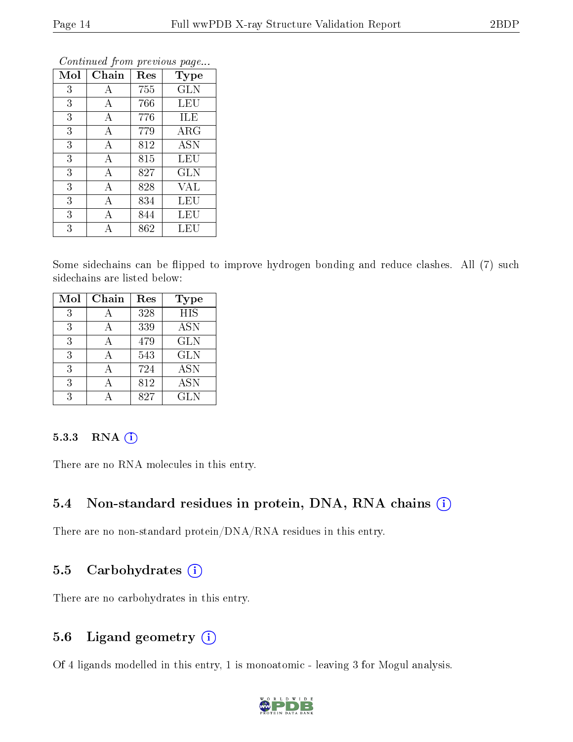*Continued from previous page...*

| Mol | Chain | Res | Type |
|---|---|---|---|
| 3 | A | 755 | GLN |
| 3 | A | 766 | LEU |
| 3 | A | 776 | ILE |
| 3 | A | 779 | ARG |
| 3 | A | 812 | ASN |
| 3 | A | 815 | LEU |
| 3 | A | 827 | GLN |
| 3 | A | 828 | VAL |
| 3 | A | 834 | LEU |
| 3 | A | 844 | LEU |
| 3 | A | 862 | LEU |

Some sidechains can be flipped to improve hydrogen bonding and reduce clashes. All (7) such sidechains are listed below:

| Mol | Chain | Res | Type |
|---|---|---|---|
| 3 | A | 328 | HIS |
| 3 | A | 339 | ASN |
| 3 | A | 479 | GLN |
| 3 | A | 543 | GLN |
| 3 | A | 724 | ASN |
| 3 | A | 812 | ASN |
| 3 | A | 827 | GLN |

### 5.3.3 RNA

There are no RNA molecules in this entry.

## 5.4 Non-standard residues in protein, DNA, RNA chains

There are no non-standard protein/DNA/RNA residues in this entry.

## 5.5 Carbohydrates

There are no carbohydrates in this entry.

## 5.6 Ligand geometry

Of 4 ligands modelled in this entry, 1 is monoatomic - leaving 3 for Mogul analysis.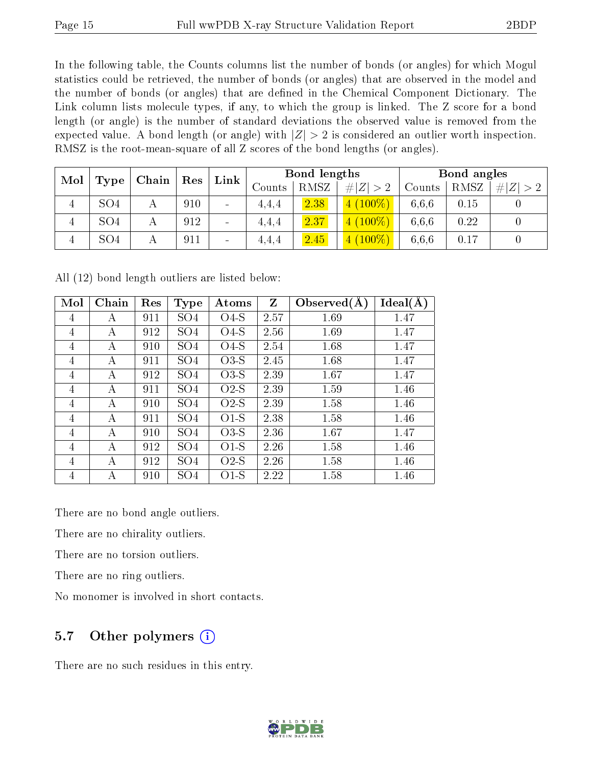In the following table, the Counts columns list the number of bonds (or angles) for which Mogul statistics could be retrieved, the number of bonds (or angles) that are observed in the model and the number of bonds (or angles) that are defined in the Chemical Component Dictionary. The Link column lists molecule types, if any, to which the group is linked. The Z score for a bond length (or angle) is the number of standard deviations the observed value is removed from the expected value. A bond length (or angle) with $|Z| > 2$ is considered an outlier worth inspection. RMSZ is the root-mean-square of all Z scores of the bond lengths (or angles).

| Mol | Type | Chain | Res | Link | Bond lengths | | | Bond angles | | |
|---|---|---|---|---|---|---|---|---|---|---|
| | | | | | Counts | RMSZ | $\#\|Z\| > 2$ | Counts | RMSZ | $\#\|Z\| > 2$ |
| 4 | SO4 | A | 910 | - | 4,4,4 | 2.38 | 4 (100%) | 6,6,6 | 0.15 | 0 |
| 4 | SO4 | A | 912 | - | 4,4,4 | 2.37 | 4 (100%) | 6,6,6 | 0.22 | 0 |
| 4 | SO4 | A | 911 | - | 4,4,4 | 2.45 | 4 (100%) | 6,6,6 | 0.17 | 0 |

All (12) bond length outliers are listed below:

| Mol | Chain | Res | Type | Atoms | Z | Observed(Å) | Ideal(Å) |
|---|---|---|---|---|---|---|---|
| 4 | A | 911 | SO4 | O4-S | 2.57 | 1.69 | 1.47 |
| 4 | A | 912 | SO4 | O4-S | 2.56 | 1.69 | 1.47 |
| 4 | A | 910 | SO4 | O4-S | 2.54 | 1.68 | 1.47 |
| 4 | A | 911 | SO4 | O3-S | 2.45 | 1.68 | 1.47 |
| 4 | A | 912 | SO4 | O3-S | 2.39 | 1.67 | 1.47 |
| 4 | A | 911 | SO4 | O2-S | 2.39 | 1.59 | 1.46 |
| 4 | A | 910 | SO4 | O2-S | 2.39 | 1.58 | 1.46 |
| 4 | A | 911 | SO4 | O1-S | 2.38 | 1.58 | 1.46 |
| 4 | A | 910 | SO4 | O3-S | 2.36 | 1.67 | 1.47 |
| 4 | A | 912 | SO4 | O1-S | 2.26 | 1.58 | 1.46 |
| 4 | A | 912 | SO4 | O2-S | 2.26 | 1.58 | 1.46 |
| 4 | A | 910 | SO4 | O1-S | 2.22 | 1.58 | 1.46 |

There are no bond angle outliers.

There are no chirality outliers.

There are no torsion outliers.

There are no ring outliers.

No monomer is involved in short contacts.

## 5.7 Other polymers

There are no such residues in this entry.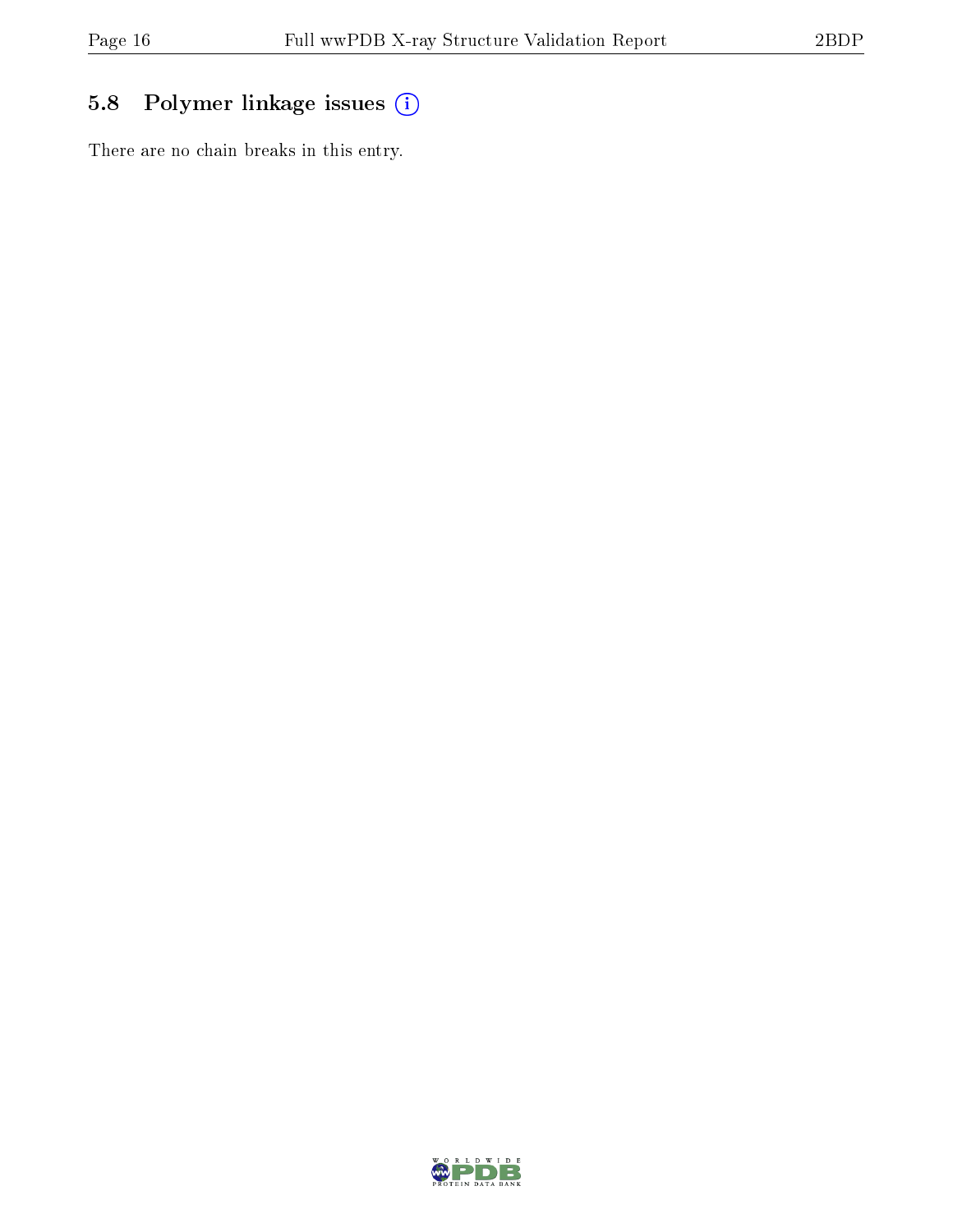### 5.8 Polymer linkage issues (i)

There are no chain breaks in this entry.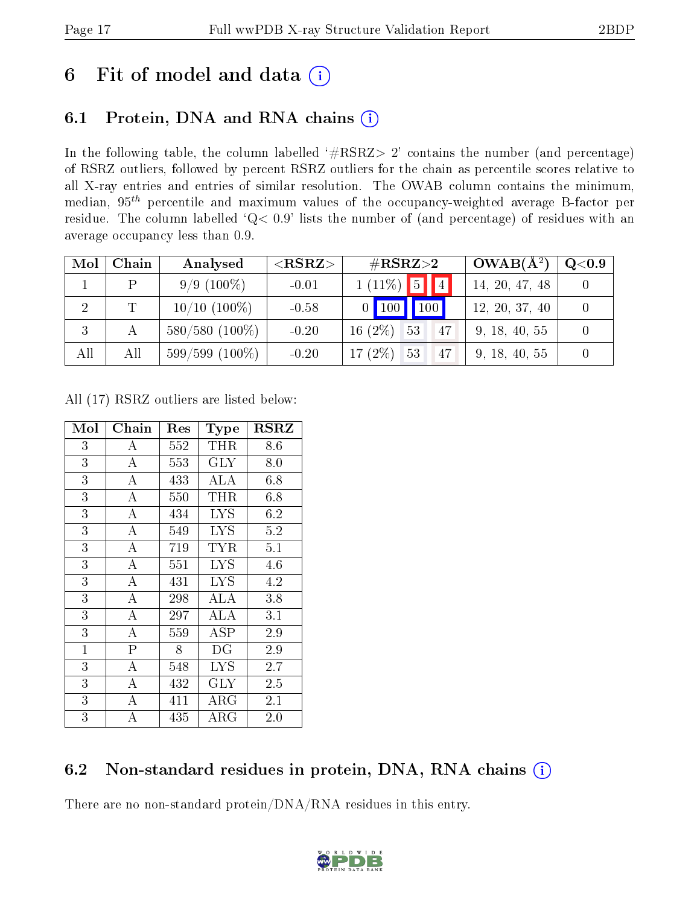# 6 Fit of model and data

## 6.1 Protein, DNA and RNA chains

In the following table, the column labelled '#RSRZ> 2' contains the number (and percentage) of RSRZ outliers, followed by percent RSRZ outliers for the chain as percentile scores relative to all X-ray entries and entries of similar resolution. The OWAB column contains the minimum, median, $95^{th}$ percentile and maximum values of the occupancy-weighted average B-factor per residue. The column labelled 'Q< 0.9' lists the number of (and percentage) of residues with an average occupancy less than 0.9.

| Mol | Chain | Analysed | <RSRZ> | #RSRZ>2 | | | OWAB(Å$^2$) | Q<0.9 |
|---|---|---|---|---|---|---|---|---|
| 1 | P | 9/9 (100%) | -0.01 | 1 (11%) | 5 | 4 | 14, 20, 47, 48 | 0 |
| 2 | T | 10/10 (100%) | -0.58 | 0 | 100 | 100 | 12, 20, 37, 40 | 0 |
| 3 | A | 580/580 (100%) | -0.20 | 16 (2%) | 53 | 47 | 9, 18, 40, 55 | 0 |
| All | All | 599/599 (100%) | -0.20 | 17 (2%) | 53 | 47 | 9, 18, 40, 55 | 0 |

All (17) RSRZ outliers are listed below:

| Mol | Chain | Res | Type | RSRZ |
|---|---|---|---|---|
| 3 | A | 552 | THR | 8.6 |
| 3 | A | 553 | GLY | 8.0 |
| 3 | A | 433 | ALA | 6.8 |
| 3 | A | 550 | THR | 6.8 |
| 3 | A | 434 | LYS | 6.2 |
| 3 | A | 549 | LYS | 5.2 |
| 3 | A | 719 | TYR | 5.1 |
| 3 | A | 551 | LYS | 4.6 |
| 3 | A | 431 | LYS | 4.2 |
| 3 | A | 298 | ALA | 3.8 |
| 3 | A | 297 | ALA | 3.1 |
| 3 | A | 559 | ASP | 2.9 |
| 1 | P | 8 | DG | 2.9 |
| 3 | A | 548 | LYS | 2.7 |
| 3 | A | 432 | GLY | 2.5 |
| 3 | A | 411 | ARG | 2.1 |
| 3 | A | 435 | ARG | 2.0 |

## 6.2 Non-standard residues in protein, DNA, RNA chains

There are no non-standard protein/DNA/RNA residues in this entry.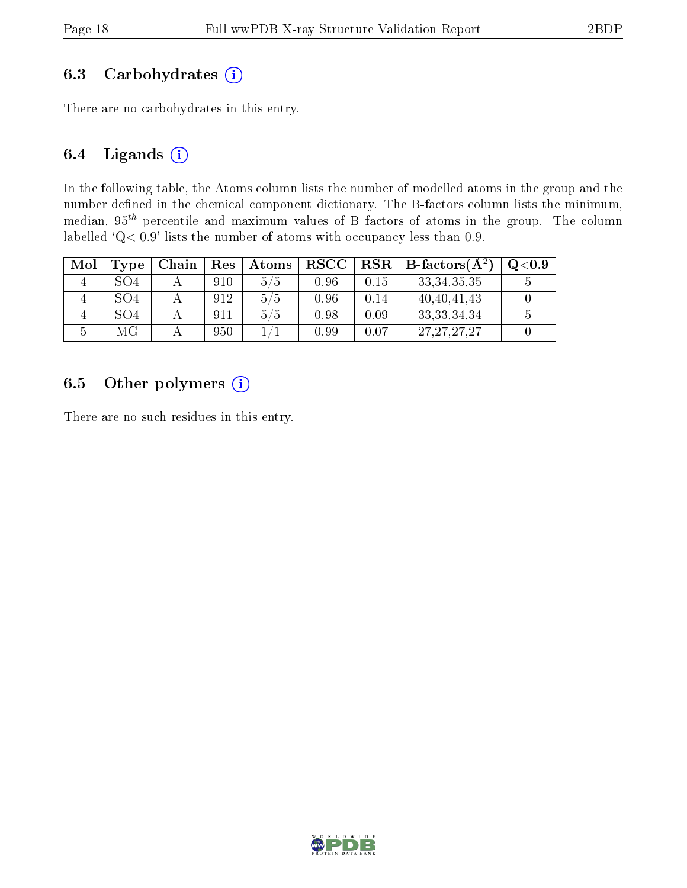### 6.3 Carbohydrates (i)

There are no carbohydrates in this entry.

### 6.4 Ligands (i)

In the following table, the Atoms column lists the number of modelled atoms in the group and the number defined in the chemical component dictionary. The B-factors column lists the minimum, median, $95^{th}$ percentile and maximum values of B factors of atoms in the group. The column labelled 'Q< 0.9' lists the number of atoms with occupancy less than 0.9.

| Mol | Type | Chain | Res | Atoms | RSCC | RSR | B-factors($Å^2$) | Q<0.9 |
|---|---|---|---|---|---|---|---|---|
| 4 | SO4 | A | 910 | 5/5 | 0.96 | 0.15 | 33,34,35,35 | 5 |
| 4 | SO4 | A | 912 | 5/5 | 0.96 | 0.14 | 40,40,41,43 | 0 |
| 4 | SO4 | A | 911 | 5/5 | 0.98 | 0.09 | 33,33,34,34 | 5 |
| 5 | MG | A | 950 | 1/1 | 0.99 | 0.07 | 27,27,27,27 | 0 |

### 6.5 Other polymers (i)

There are no such residues in this entry.